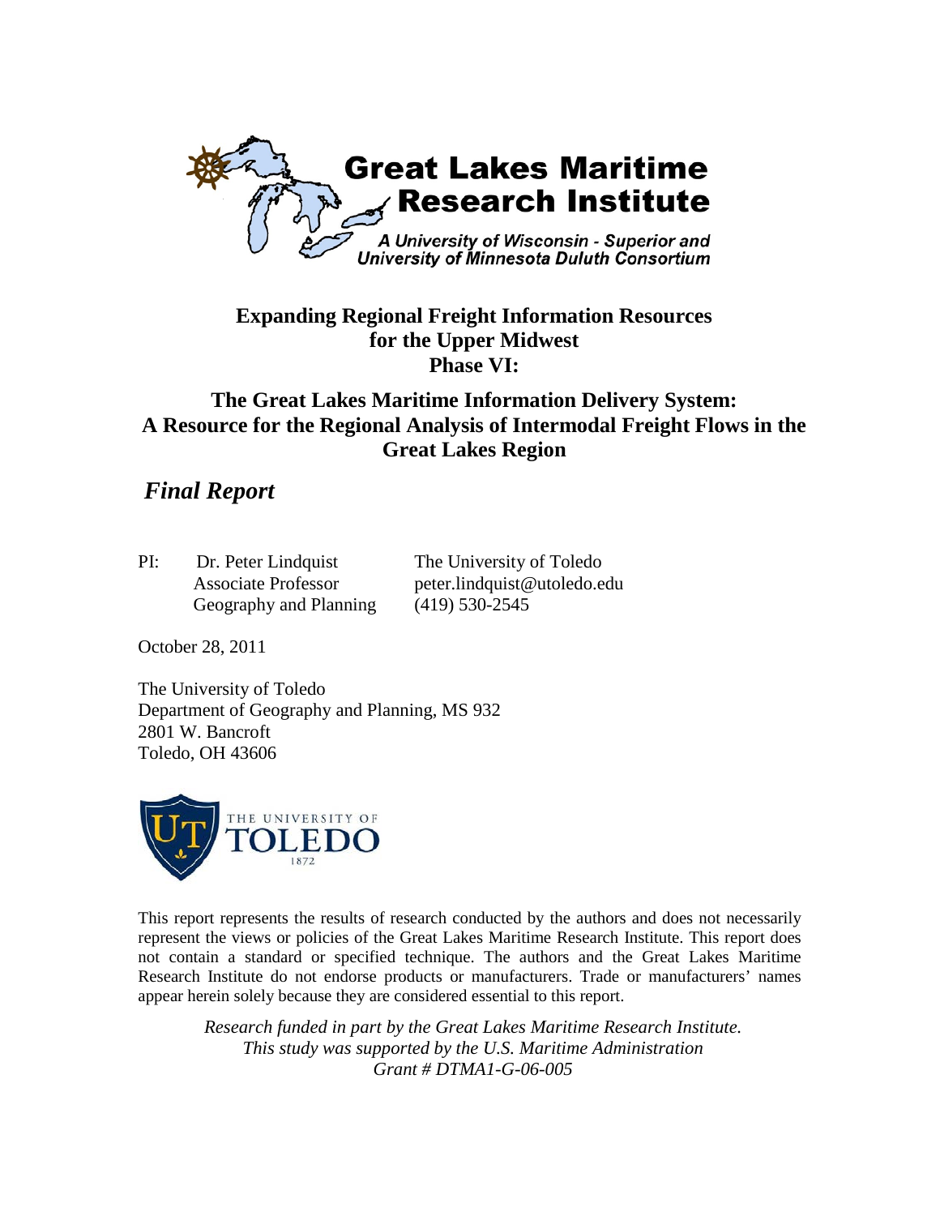Great Lakes Maritime Research Institute

A University of Wisconsin - Superior and University of Minnesota Duluth Consortium

# Expanding Regional Freight Information Resources for the Upper Midwest Phase VI:

# The Great Lakes Maritime Information Delivery System: A Resource for the Regional Analysis of Intermodal Freight Flows in the Great Lakes Region

## *Final Report*

PI: Dr. Peter Lindquist
Associate Professor
Geography and Planning

The University of Toledo
peter.lindquist@utoledo.edu
(419) 530-2545

October 28, 2011

The University of Toledo
Department of Geography and Planning, MS 932
2801 W. Bancroft
Toledo, OH 43606

THE UNIVERSITY OF TOLEDO 1872

This report represents the results of research conducted by the authors and does not necessarily represent the views or policies of the Great Lakes Maritime Research Institute. This report does not contain a standard or specified technique. The authors and the Great Lakes Maritime Research Institute do not endorse products or manufacturers. Trade or manufacturers' names appear herein solely because they are considered essential to this report.

*Research funded in part by the Great Lakes Maritime Research Institute.*
*This study was supported by the U.S. Maritime Administration*
*Grant # DTMA1-G-06-005*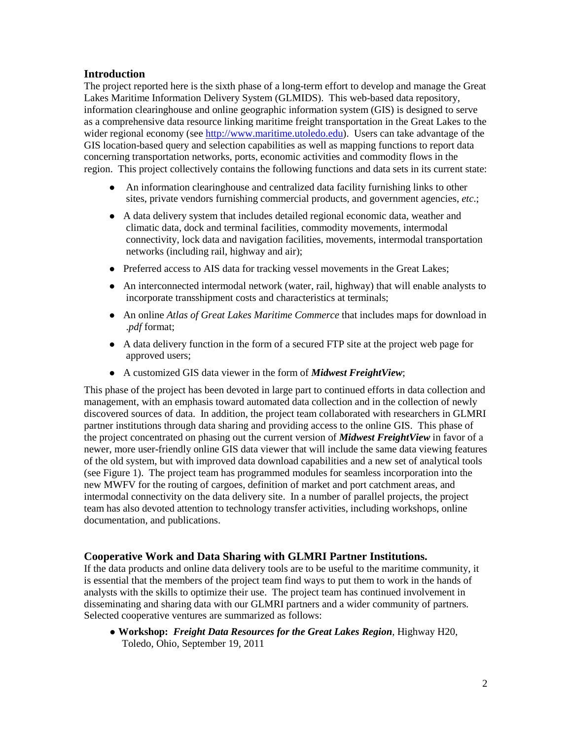## Introduction

The project reported here is the sixth phase of a long-term effort to develop and manage the Great Lakes Maritime Information Delivery System (GLMIDS). This web-based data repository, information clearinghouse and online geographic information system (GIS) is designed to serve as a comprehensive data resource linking maritime freight transportation in the Great Lakes to the wider regional economy (see http://www.maritime.utoledo.edu). Users can take advantage of the GIS location-based query and selection capabilities as well as mapping functions to report data concerning transportation networks, ports, economic activities and commodity flows in the region. This project collectively contains the following functions and data sets in its current state:

- An information clearinghouse and centralized data facility furnishing links to other sites, private vendors furnishing commercial products, and government agencies, *etc*.;
- A data delivery system that includes detailed regional economic data, weather and climatic data, dock and terminal facilities, commodity movements, intermodal connectivity, lock data and navigation facilities, movements, intermodal transportation networks (including rail, highway and air);
- Preferred access to AIS data for tracking vessel movements in the Great Lakes;
- An interconnected intermodal network (water, rail, highway) that will enable analysts to incorporate transshipment costs and characteristics at terminals;
- An online *Atlas of Great Lakes Maritime Commerce* that includes maps for download in *.pdf* format;
- A data delivery function in the form of a secured FTP site at the project web page for approved users;
- A customized GIS data viewer in the form of ***Midwest FreightView***;

This phase of the project has been devoted in large part to continued efforts in data collection and management, with an emphasis toward automated data collection and in the collection of newly discovered sources of data. In addition, the project team collaborated with researchers in GLMRI partner institutions through data sharing and providing access to the online GIS. This phase of the project concentrated on phasing out the current version of ***Midwest FreightView*** in favor of a newer, more user-friendly online GIS data viewer that will include the same data viewing features of the old system, but with improved data download capabilities and a new set of analytical tools (see Figure 1). The project team has programmed modules for seamless incorporation into the new MWFV for the routing of cargoes, definition of market and port catchment areas, and intermodal connectivity on the data delivery site. In a number of parallel projects, the project team has also devoted attention to technology transfer activities, including workshops, online documentation, and publications.

## Cooperative Work and Data Sharing with GLMRI Partner Institutions.

If the data products and online data delivery tools are to be useful to the maritime community, it is essential that the members of the project team find ways to put them to work in the hands of analysts with the skills to optimize their use. The project team has continued involvement in disseminating and sharing data with our GLMRI partners and a wider community of partners. Selected cooperative ventures are summarized as follows:

- **Workshop:** ***Freight Data Resources for the Great Lakes Region***, Highway H20, Toledo, Ohio, September 19, 2011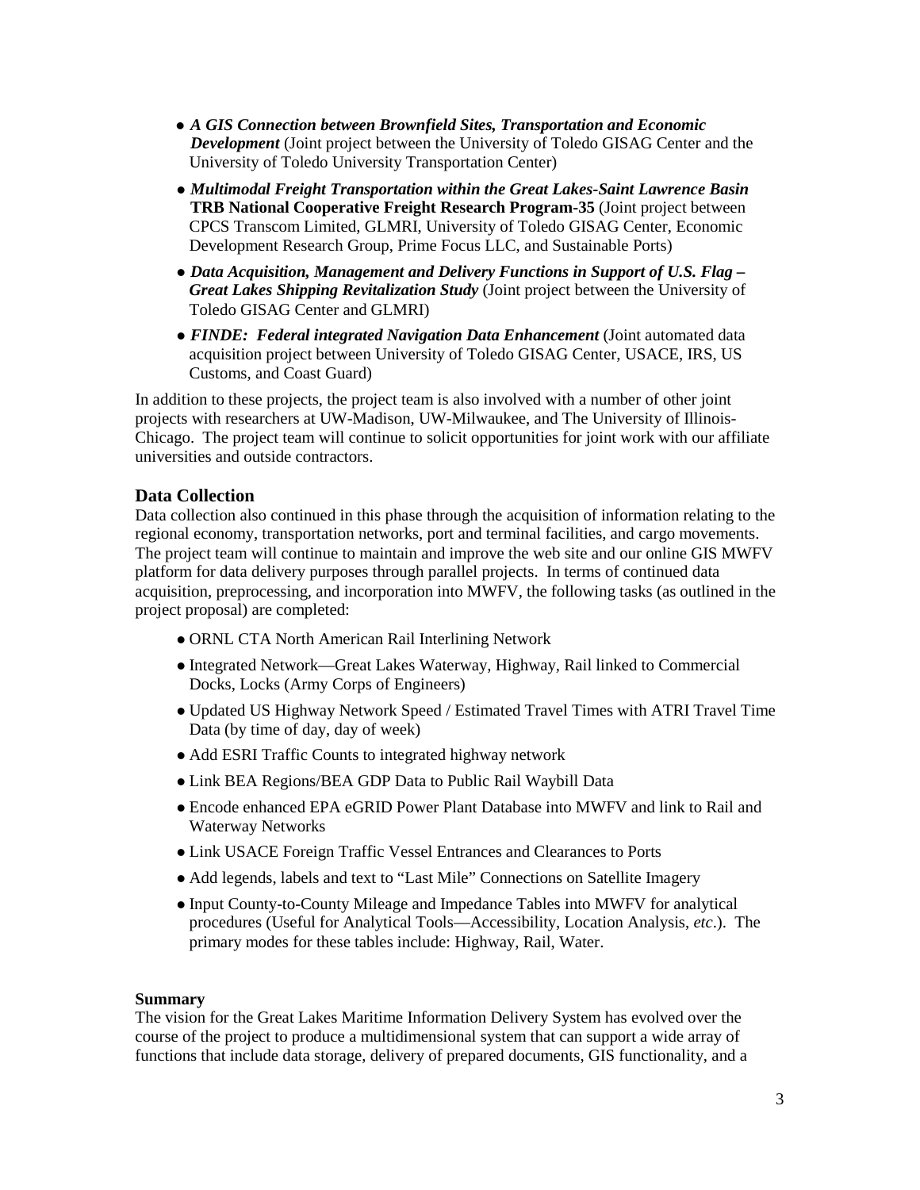- ***A GIS Connection between Brownfield Sites, Transportation and Economic Development*** (Joint project between the University of Toledo GISAG Center and the University of Toledo University Transportation Center)
- ***Multimodal Freight Transportation within the Great Lakes-Saint Lawrence Basin* TRB National Cooperative Freight Research Program-35** (Joint project between CPCS Transcom Limited, GLMRI, University of Toledo GISAG Center, Economic Development Research Group, Prime Focus LLC, and Sustainable Ports)
- ***Data Acquisition, Management and Delivery Functions in Support of U.S. Flag – Great Lakes Shipping Revitalization Study*** (Joint project between the University of Toledo GISAG Center and GLMRI)
- ***FINDE: Federal integrated Navigation Data Enhancement*** (Joint automated data acquisition project between University of Toledo GISAG Center, USACE, IRS, US Customs, and Coast Guard)

In addition to these projects, the project team is also involved with a number of other joint projects with researchers at UW-Madison, UW-Milwaukee, and The University of Illinois-Chicago. The project team will continue to solicit opportunities for joint work with our affiliate universities and outside contractors.

## Data Collection

Data collection also continued in this phase through the acquisition of information relating to the regional economy, transportation networks, port and terminal facilities, and cargo movements. The project team will continue to maintain and improve the web site and our online GIS MWFV platform for data delivery purposes through parallel projects. In terms of continued data acquisition, preprocessing, and incorporation into MWFV, the following tasks (as outlined in the project proposal) are completed:

- ORNL CTA North American Rail Interlining Network
- Integrated Network—Great Lakes Waterway, Highway, Rail linked to Commercial Docks, Locks (Army Corps of Engineers)
- Updated US Highway Network Speed / Estimated Travel Times with ATRI Travel Time Data (by time of day, day of week)
- Add ESRI Traffic Counts to integrated highway network
- Link BEA Regions/BEA GDP Data to Public Rail Waybill Data
- Encode enhanced EPA eGRID Power Plant Database into MWFV and link to Rail and Waterway Networks
- Link USACE Foreign Traffic Vessel Entrances and Clearances to Ports
- Add legends, labels and text to "Last Mile" Connections on Satellite Imagery
- Input County-to-County Mileage and Impedance Tables into MWFV for analytical procedures (Useful for Analytical Tools—Accessibility, Location Analysis, *etc*.). The primary modes for these tables include: Highway, Rail, Water.

### Summary

The vision for the Great Lakes Maritime Information Delivery System has evolved over the course of the project to produce a multidimensional system that can support a wide array of functions that include data storage, delivery of prepared documents, GIS functionality, and a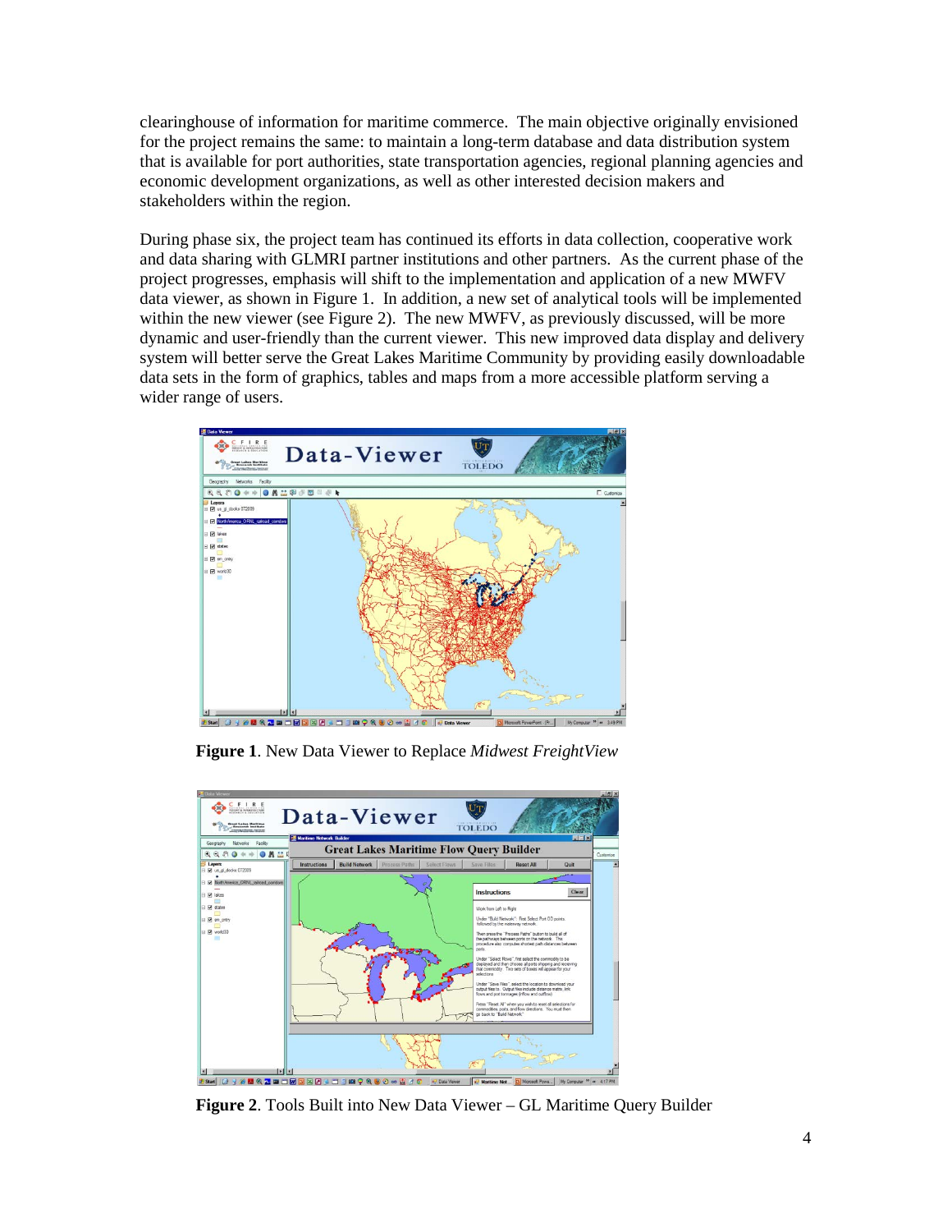clearinghouse of information for maritime commerce. The main objective originally envisioned for the project remains the same: to maintain a long-term database and data distribution system that is available for port authorities, state transportation agencies, regional planning agencies and economic development organizations, as well as other interested decision makers and stakeholders within the region.

During phase six, the project team has continued its efforts in data collection, cooperative work and data sharing with GLMRI partner institutions and other partners. As the current phase of the project progresses, emphasis will shift to the implementation and application of a new MWFV data viewer, as shown in Figure 1. In addition, a new set of analytical tools will be implemented within the new viewer (see Figure 2). The new MWFV, as previously discussed, will be more dynamic and user-friendly than the current viewer. This new improved data display and delivery system will better serve the Great Lakes Maritime Community by providing easily downloadable data sets in the form of graphics, tables and maps from a more accessible platform serving a wider range of users.

**Figure 1**. New Data Viewer to Replace *Midwest FreightView*

**Figure 2**. Tools Built into New Data Viewer – GL Maritime Query Builder